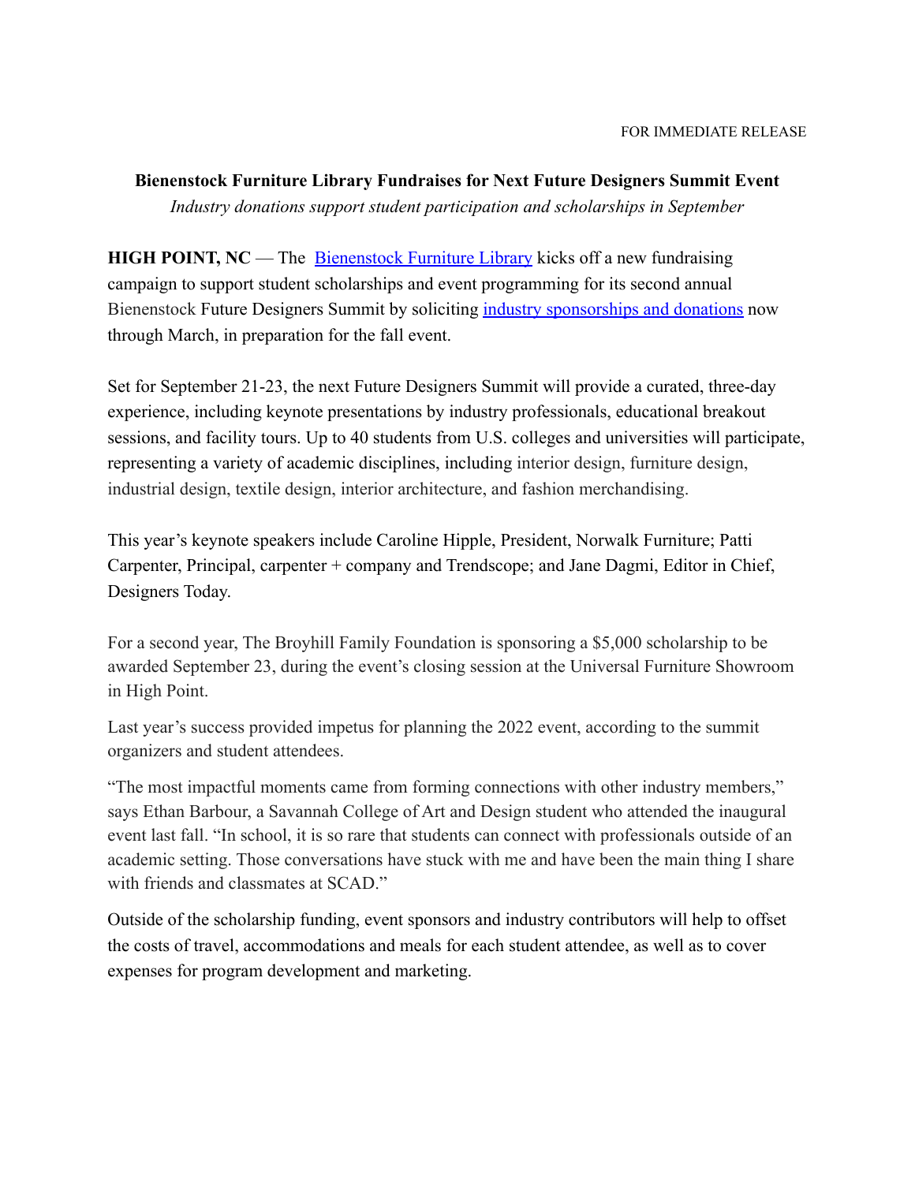FOR IMMEDIATE RELEASE

**Bienenstock Furniture Library Fundraises for Next Future Designers Summit Event**

*Industry donations support student participation and scholarships in September*

**HIGH POINT, NC** — The Bienenstock Furniture Library kicks off a new fundraising campaign to support student scholarships and event programming for its second annual Bienenstock Future Designers Summit by soliciting industry sponsorships and donations now through March, in preparation for the fall event.

Set for September 21-23, the next Future Designers Summit will provide a curated, three-day experience, including keynote presentations by industry professionals, educational breakout sessions, and facility tours. Up to 40 students from U.S. colleges and universities will participate, representing a variety of academic disciplines, including interior design, furniture design, industrial design, textile design, interior architecture, and fashion merchandising.

This year's keynote speakers include Caroline Hipple, President, Norwalk Furniture; Patti Carpenter, Principal, carpenter + company and Trendscope; and Jane Dagmi, Editor in Chief, Designers Today.

For a second year, The Broyhill Family Foundation is sponsoring a $5,000 scholarship to be awarded September 23, during the event's closing session at the Universal Furniture Showroom in High Point.

Last year's success provided impetus for planning the 2022 event, according to the summit organizers and student attendees.

"The most impactful moments came from forming connections with other industry members," says Ethan Barbour, a Savannah College of Art and Design student who attended the inaugural event last fall. "In school, it is so rare that students can connect with professionals outside of an academic setting. Those conversations have stuck with me and have been the main thing I share with friends and classmates at SCAD."

Outside of the scholarship funding, event sponsors and industry contributors will help to offset the costs of travel, accommodations and meals for each student attendee, as well as to cover expenses for program development and marketing.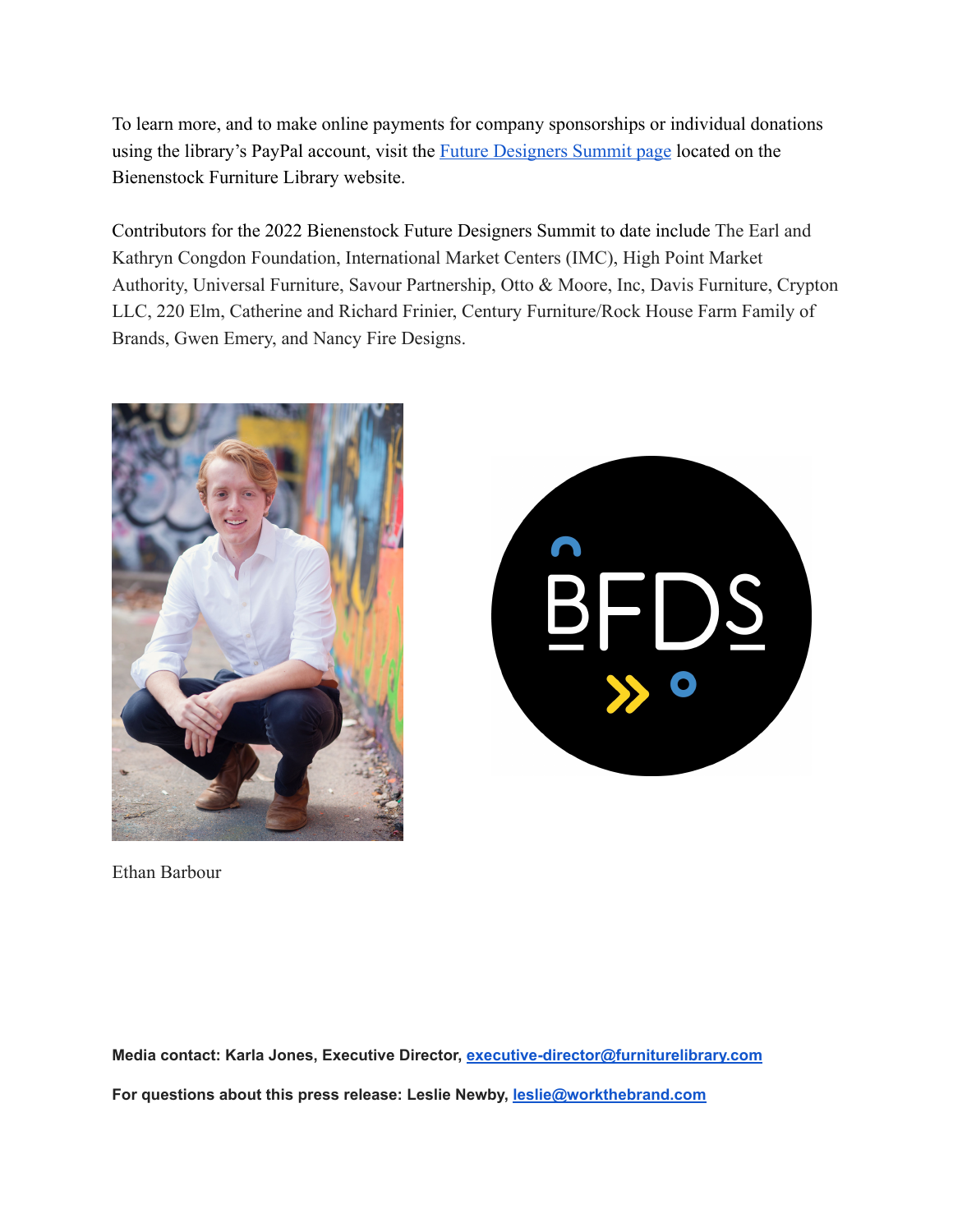To learn more, and to make online payments for company sponsorships or individual donations using the library's PayPal account, visit the [Future Designers Summit page](#) located on the Bienenstock Furniture Library website.

Contributors for the 2022 Bienenstock Future Designers Summit to date include The Earl and Kathryn Congdon Foundation, International Market Centers (IMC), High Point Market Authority, Universal Furniture, Savour Partnership, Otto & Moore, Inc, Davis Furniture, Crypton LLC, 220 Elm, Catherine and Richard Frinier, Century Furniture/Rock House Farm Family of Brands, Gwen Emery, and Nancy Fire Designs.

Ethan Barbour

**Media contact: Karla Jones, Executive Director, executive-director@furniturelibrary.com**

**For questions about this press release: Leslie Newby, leslie@workthebrand.com**